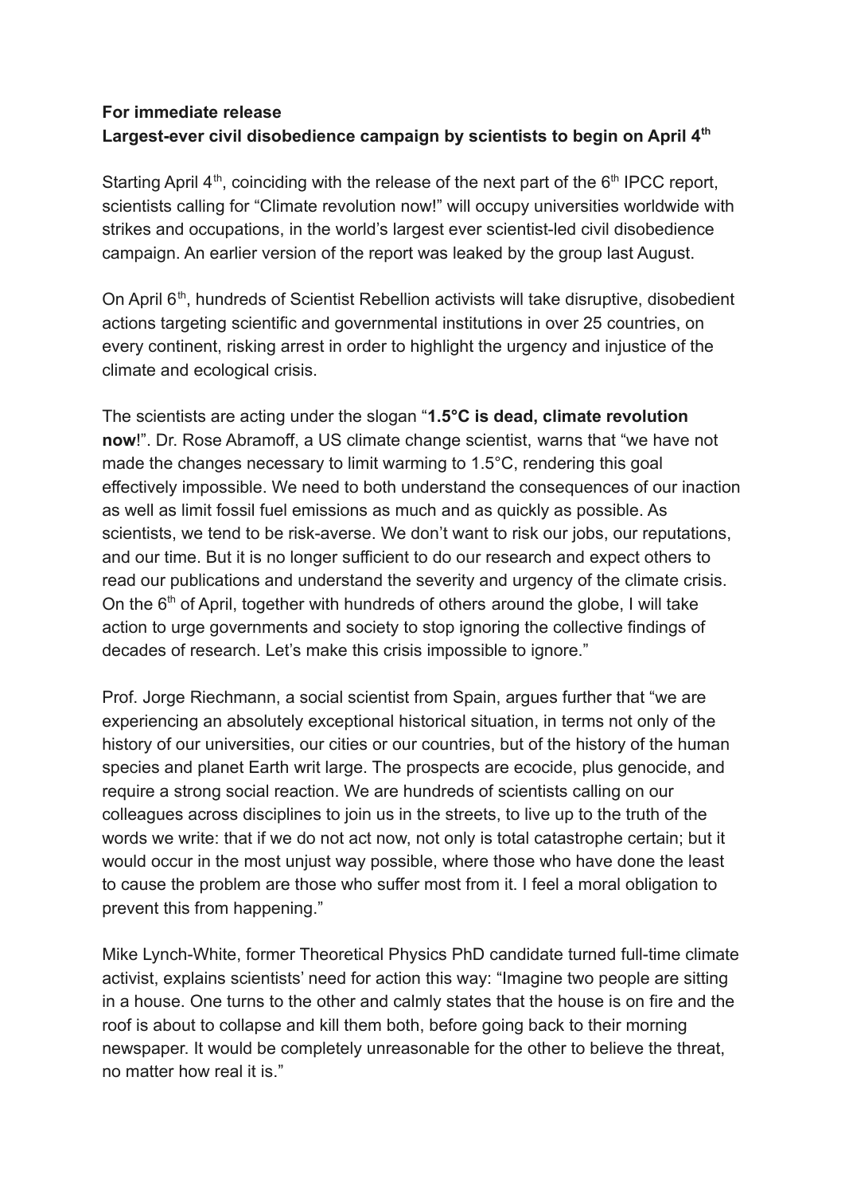**For immediate release**

**Largest-ever civil disobedience campaign by scientists to begin on April 4th**

Starting April 4th, coinciding with the release of the next part of the 6th IPCC report, scientists calling for "Climate revolution now!" will occupy universities worldwide with strikes and occupations, in the world's largest ever scientist-led civil disobedience campaign. An earlier version of the report was leaked by the group last August.

On April 6th, hundreds of Scientist Rebellion activists will take disruptive, disobedient actions targeting scientific and governmental institutions in over 25 countries, on every continent, risking arrest in order to highlight the urgency and injustice of the climate and ecological crisis.

The scientists are acting under the slogan "**1.5°C is dead, climate revolution now**!". Dr. Rose Abramoff, a US climate change scientist, warns that "we have not made the changes necessary to limit warming to 1.5°C, rendering this goal effectively impossible. We need to both understand the consequences of our inaction as well as limit fossil fuel emissions as much and as quickly as possible. As scientists, we tend to be risk-averse. We don't want to risk our jobs, our reputations, and our time. But it is no longer sufficient to do our research and expect others to read our publications and understand the severity and urgency of the climate crisis. On the 6th of April, together with hundreds of others around the globe, I will take action to urge governments and society to stop ignoring the collective findings of decades of research. Let's make this crisis impossible to ignore."

Prof. Jorge Riechmann, a social scientist from Spain, argues further that "we are experiencing an absolutely exceptional historical situation, in terms not only of the history of our universities, our cities or our countries, but of the history of the human species and planet Earth writ large. The prospects are ecocide, plus genocide, and require a strong social reaction. We are hundreds of scientists calling on our colleagues across disciplines to join us in the streets, to live up to the truth of the words we write: that if we do not act now, not only is total catastrophe certain; but it would occur in the most unjust way possible, where those who have done the least to cause the problem are those who suffer most from it. I feel a moral obligation to prevent this from happening."

Mike Lynch-White, former Theoretical Physics PhD candidate turned full-time climate activist, explains scientists' need for action this way: "Imagine two people are sitting in a house. One turns to the other and calmly states that the house is on fire and the roof is about to collapse and kill them both, before going back to their morning newspaper. It would be completely unreasonable for the other to believe the threat, no matter how real it is."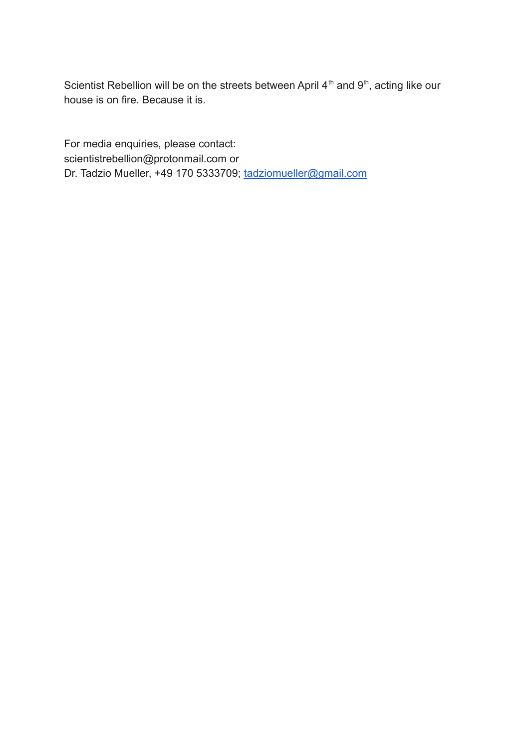Scientist Rebellion will be on the streets between April 4th and 9th, acting like our house is on fire. Because it is.

For media enquiries, please contact:
scientistrebellion@protonmail.com or
Dr. Tadzio Mueller, +49 170 5333709; [tadziomueller@gmail.com](mailto:tadziomueller@gmail.com)